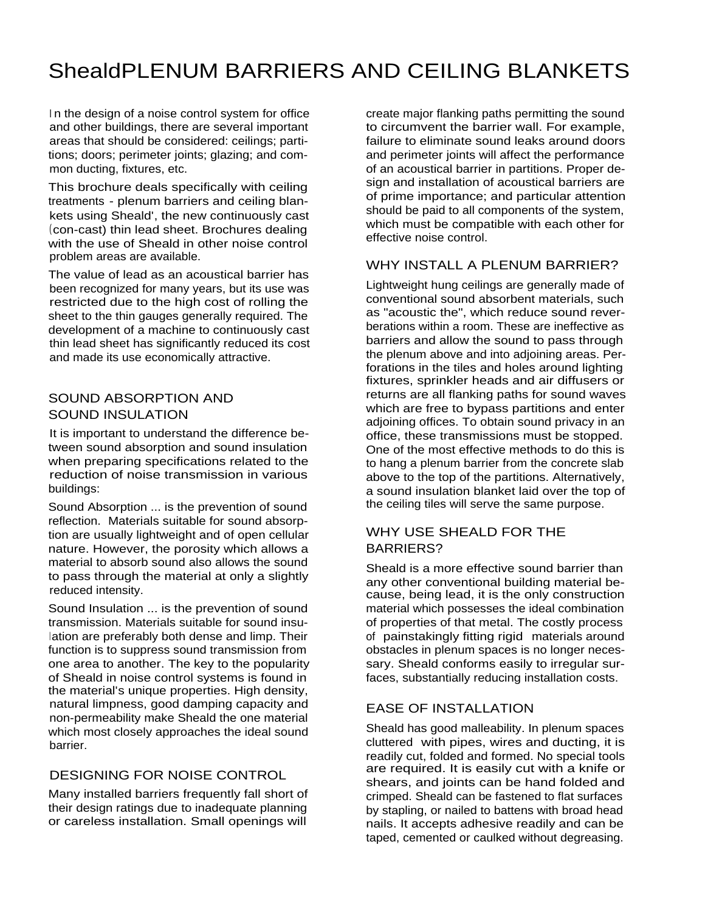# ShealdPLENUM BARRIERS AND CEILING BLANKETS

In the design of a noise control system for office and other buildings, there are several important areas that should be considered: ceilings; partitions; doors; perimeter joints; glazing; and common ducting, fixtures, etc.

This brochure deals specifically with ceiling treatments - plenum barriers and ceiling blankets using Sheald', the new continuously cast (con-cast) thin lead sheet. Brochures dealing with the use of Sheald in other noise control problem areas are available.

The value of lead as an acoustical barrier has been recognized for many years, but its use was restricted due to the high cost of rolling the sheet to the thin gauges generally required. The development of a machine to continuously cast thin lead sheet has significantly reduced its cost and made its use economically attractive.

## SOUND ABSORPTION AND SOUND INSULATION

It is important to understand the difference between sound absorption and sound insulation when preparing specifications related to the reduction of noise transmission in various buildings:

Sound Absorption ... is the prevention of sound reflection. Materials suitable for sound absorption are usually lightweight and of open cellular nature. However, the porosity which allows a material to absorb sound also allows the sound to pass through the material at only a slightly reduced intensity.

Sound Insulation ... is the prevention of sound transmission. Materials suitable for sound insulation are preferably both dense and limp. Their function is to suppress sound transmission from one area to another. The key to the popularity of Sheald in noise control systems is found in the material's unique properties. High density, natural limpness, good damping capacity and non-permeability make Sheald the one material which most closely approaches the ideal sound barrier.

## DESIGNING FOR NOISE CONTROL

Many installed barriers frequently fall short of their design ratings due to inadequate planning or careless installation. Small openings will create major flanking paths permitting the sound to circumvent the barrier wall. For example, failure to eliminate sound leaks around doors and perimeter joints will affect the performance of an acoustical barrier in partitions. Proper design and installation of acoustical barriers are of prime importance; and particular attention should be paid to all components of the system, which must be compatible with each other for effective noise control.

## WHY INSTALL A PLENUM BARRIER?

Lightweight hung ceilings are generally made of conventional sound absorbent materials, such as "acoustic the", which reduce sound reverberations within a room. These are ineffective as barriers and allow the sound to pass through the plenum above and into adjoining areas. Perforations in the tiles and holes around lighting fixtures, sprinkler heads and air diffusers or returns are all flanking paths for sound waves which are free to bypass partitions and enter adjoining offices. To obtain sound privacy in an office, these transmissions must be stopped. One of the most effective methods to do this is to hang a plenum barrier from the concrete slab above to the top of the partitions. Alternatively, a sound insulation blanket laid over the top of the ceiling tiles will serve the same purpose.

## WHY USE SHEALD FOR THE BARRIERS?

Sheald is a more effective sound barrier than any other conventional building material because, being lead, it is the only construction material which possesses the ideal combination of properties of that metal. The costly process of painstakingly fitting rigid materials around obstacles in plenum spaces is no longer necessary. Sheald conforms easily to irregular surfaces, substantially reducing installation costs.

## EASE OF INSTALLATION

Sheald has good malleability. In plenum spaces cluttered with pipes, wires and ducting, it is readily cut, folded and formed. No special tools are required. It is easily cut with a knife or shears, and joints can be hand folded and crimped. Sheald can be fastened to flat surfaces by stapling, or nailed to battens with broad head nails. It accepts adhesive readily and can be taped, cemented or caulked without degreasing.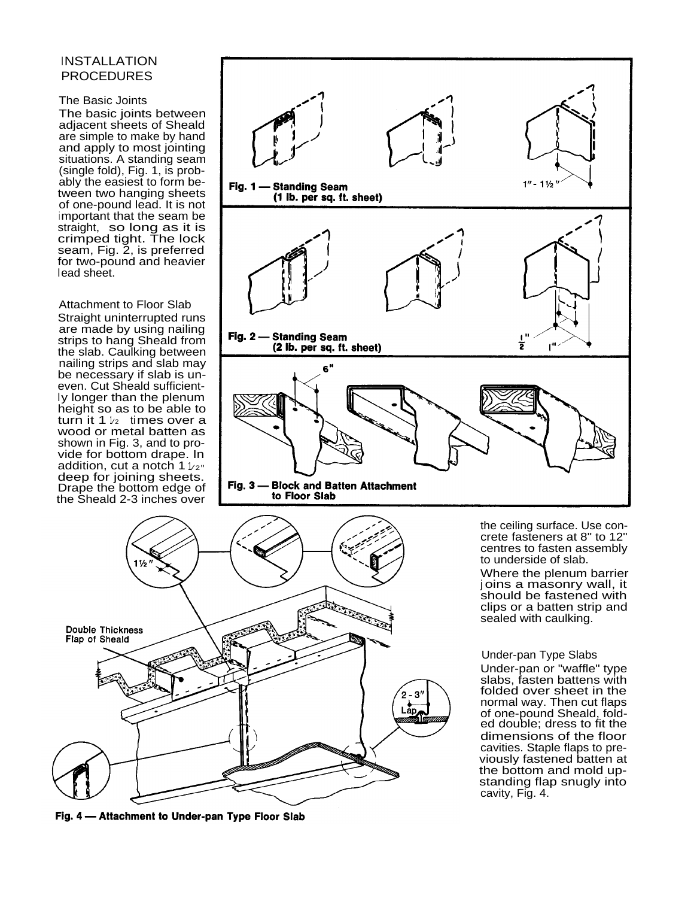# INSTALLATION PROCEDURES

## The Basic Joints

The basic joints between adjacent sheets of Sheald are simple to make by hand and apply to most jointing situations. A standing seam (single fold), Fig. 1, is probably the easiest to form between two hanging sheets of one-pound lead. It is not important that the seam be straight, so long as it is crimped tight. The lock seam, Fig. 2, is preferred for two-pound and heavier lead sheet.

**Fig. 1 — Standing Seam (1 lb. per sq. ft. sheet)**

1"- 1½"

**Fig. 2 — Standing Seam (2 lb. per sq. ft. sheet)**

½" 1"

## Attachment to Floor Slab

Straight uninterrupted runs are made by using nailing strips to hang Sheald from the slab. Caulking between nailing strips and slab may be necessary if slab is uneven. Cut Sheald sufficiently longer than the plenum height so as to be able to turn it 1 ½ times over a wood or metal batten as shown in Fig. 3, and to provide for bottom drape. In addition, cut a notch 1 ½" deep for joining sheets. Drape the bottom edge of the Sheald 2-3 inches over the ceiling surface. Use concrete fasteners at 8" to 12" centres to fasten assembly to underside of slab.

Where the plenum barrier joins a masonry wall, it should be fastened with clips or a batten strip and sealed with caulking.

6"

**Fig. 3 — Block and Batten Attachment to Floor Slab**

## Under-pan Type Slabs

Under-pan or "waffle" type slabs, fasten battens with folded over sheet in the normal way. Then cut flaps of one-pound Sheald, folded double; dress to fit the dimensions of the floor cavities. Staple flaps to previously fastened batten at the bottom and mold upstanding flap snugly into cavity, Fig. 4.

1½"

Double Thickness Flap of Sheald

2 - 3" Lap

**Fig. 4 — Attachment to Under-pan Type Floor Slab**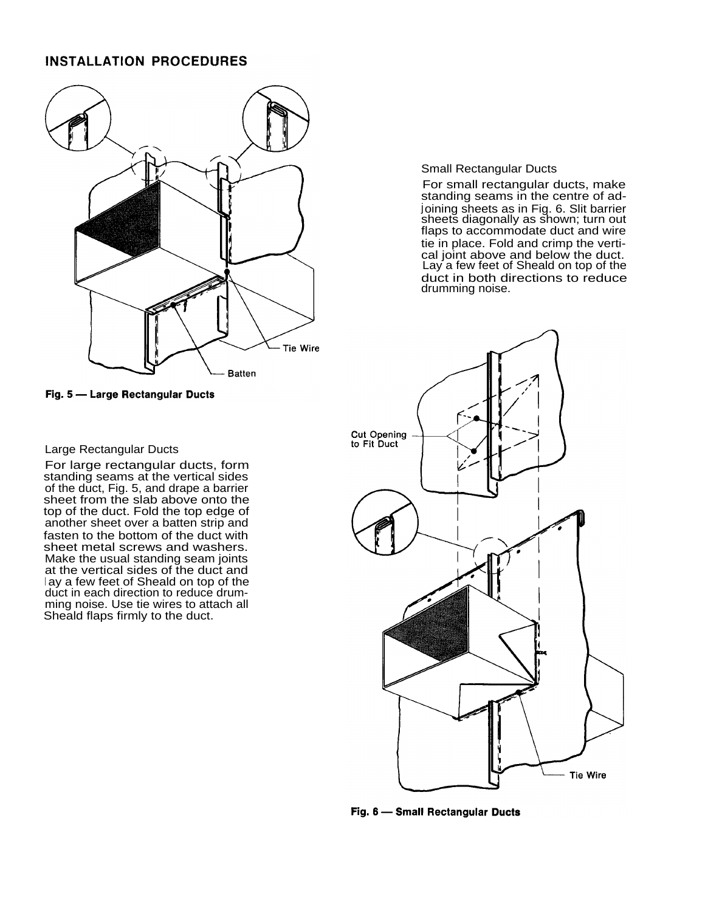# INSTALLATION PROCEDURES

Fig. 5 — Large Rectangular Ducts

## Large Rectangular Ducts

For large rectangular ducts, form standing seams at the vertical sides of the duct, Fig. 5, and drape a barrier sheet from the slab above onto the top of the duct. Fold the top edge of another sheet over a batten strip and fasten to the bottom of the duct with sheet metal screws and washers. Make the usual standing seam joints at the vertical sides of the duct and lay a few feet of Sheald on top of the duct in each direction to reduce drumming noise. Use tie wires to attach all Sheald flaps firmly to the duct.

## Small Rectangular Ducts

For small rectangular ducts, make standing seams in the centre of adjoining sheets as in Fig. 6. Slit barrier sheets diagonally as shown; turn out flaps to accommodate duct and wire tie in place. Fold and crimp the vertical joint above and below the duct. Lay a few feet of Sheald on top of the duct in both directions to reduce drumming noise.

Fig. 6 — Small Rectangular Ducts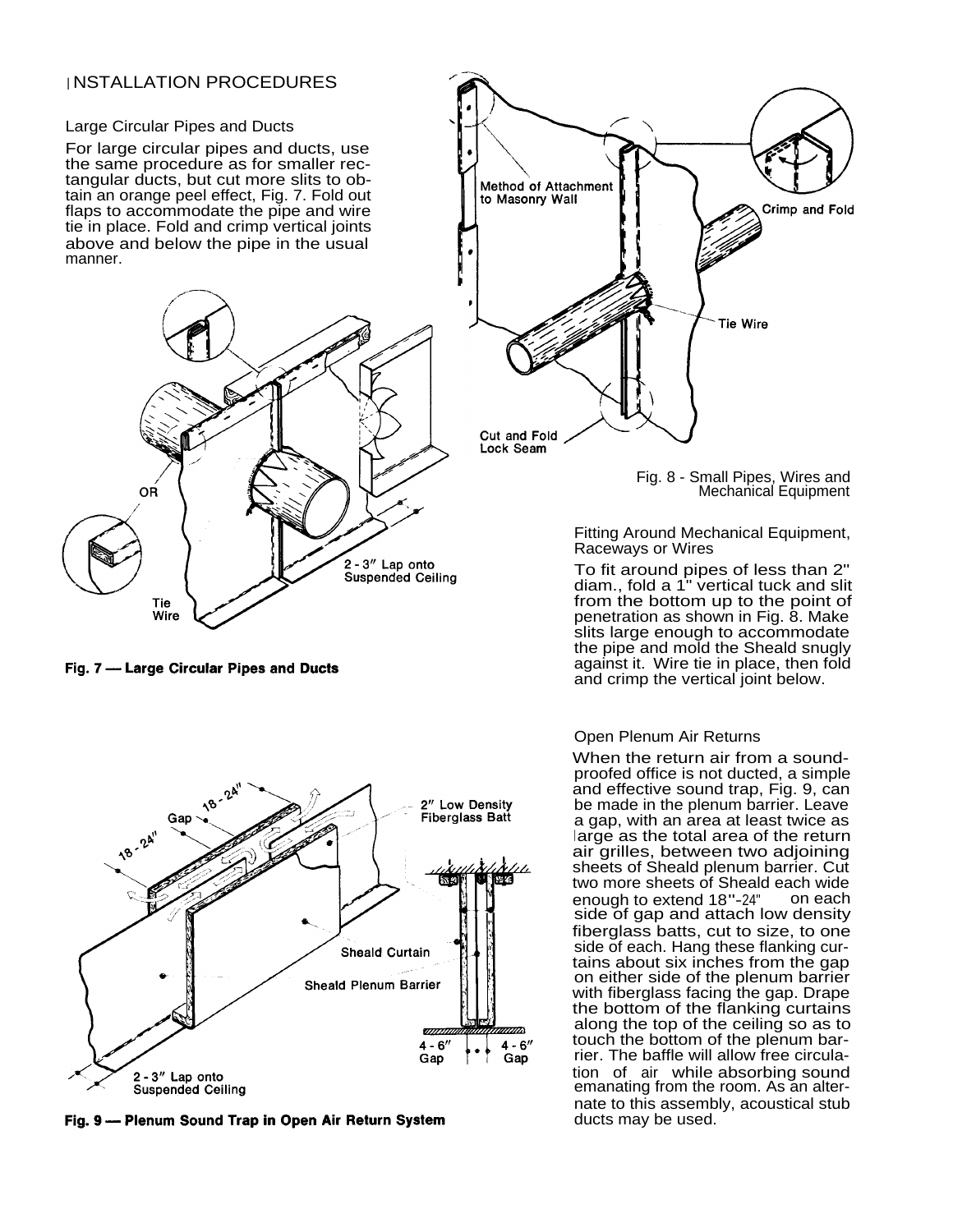# INSTALLATION PROCEDURES

## Large Circular Pipes and Ducts

For large circular pipes and ducts, use the same procedure as for smaller rectangular ducts, but cut more slits to obtain an orange peel effect, Fig. 7. Fold out flaps to accommodate the pipe and wire tie in place. Fold and crimp vertical joints above and below the pipe in the usual manner.

OR

Tie Wire

2 - 3" Lap onto Suspended Ceiling

**Fig. 7 — Large Circular Pipes and Ducts**

Method of Attachment to Masonry Wall

Crimp and Fold

Tie Wire

Cut and Fold Lock Seam

Fig. 8 - Small Pipes, Wires and Mechanical Equipment

## Fitting Around Mechanical Equipment, Raceways or Wires

To fit around pipes of less than 2" diam., fold a 1" vertical tuck and slit from the bottom up to the point of penetration as shown in Fig. 8. Make slits large enough to accommodate the pipe and mold the Sheald snugly against it. Wire tie in place, then fold and crimp the vertical joint below.

## Open Plenum Air Returns

When the return air from a soundproofed office is not ducted, a simple and effective sound trap, Fig. 9, can be made in the plenum barrier. Leave a gap, with an area at least twice as large as the total area of the return air grilles, between two adjoining sheets of Sheald plenum barrier. Cut two more sheets of Sheald each wide enough to extend 18"-24" on each side of gap and attach low density fiberglass batts, cut to size, to one side of each. Hang these flanking curtains about six inches from the gap on either side of the plenum barrier with fiberglass facing the gap. Drape the bottom of the flanking curtains along the top of the ceiling so as to touch the bottom of the plenum barrier. The baffle will allow free circulation of air while absorbing sound emanating from the room. As an alternate to this assembly, acoustical stub ducts may be used.

18 - 24"

Gap

18 - 24"

2" Low Density Fiberglass Batt

Sheald Curtain

Sheald Plenum Barrier

4 - 6" Gap

4 - 6" Gap

2 - 3" Lap onto Suspended Ceiling

**Fig. 9 — Plenum Sound Trap in Open Air Return System**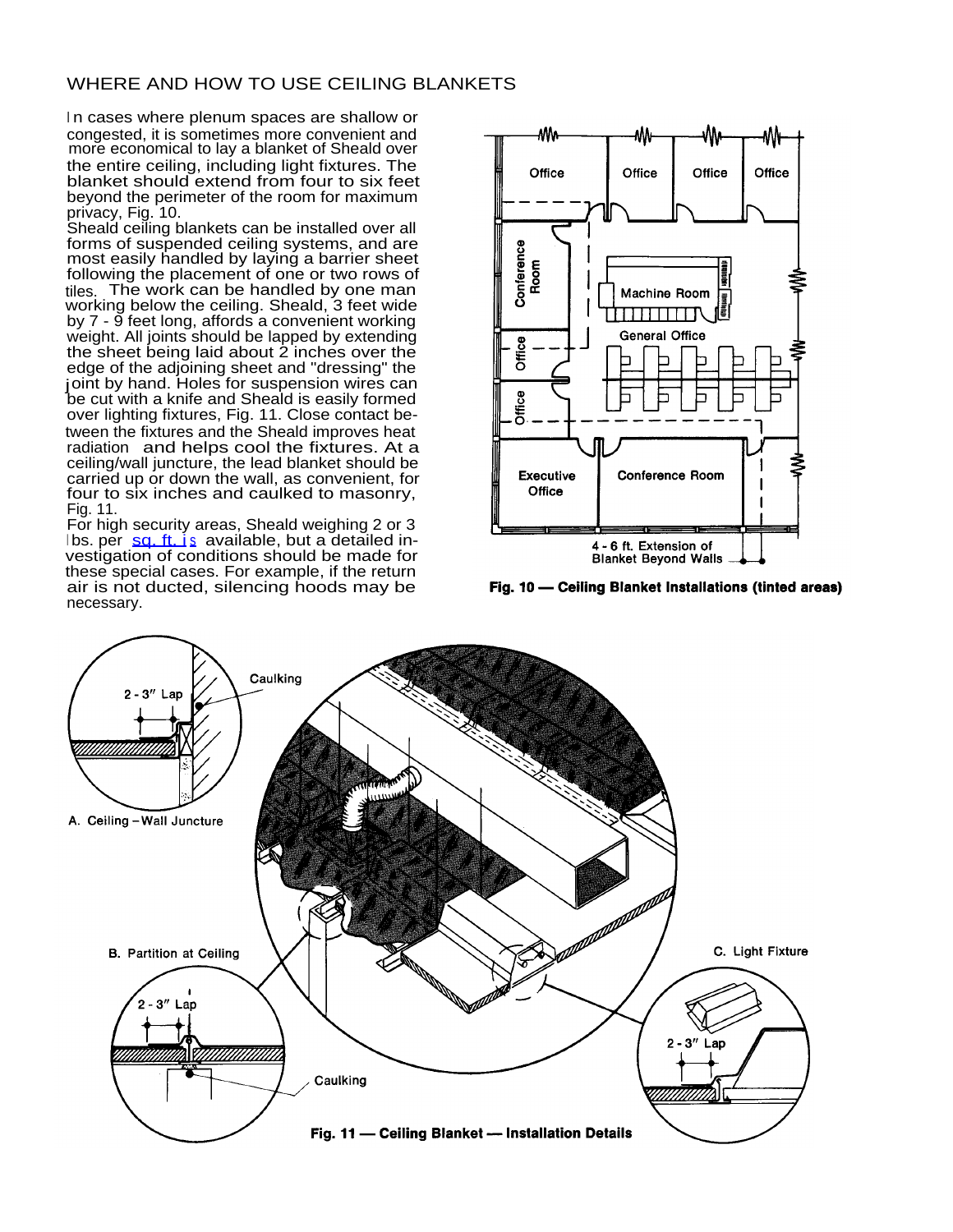## WHERE AND HOW TO USE CEILING BLANKETS

In cases where plenum spaces are shallow or congested, it is sometimes more convenient and more economical to lay a blanket of Sheald over the entire ceiling, including light fixtures. The blanket should extend from four to six feet beyond the perimeter of the room for maximum privacy, Fig. 10.

Sheald ceiling blankets can be installed over all forms of suspended ceiling systems, and are most easily handled by laying a barrier sheet following the placement of one or two rows of tiles. The work can be handled by one man working below the ceiling. Sheald, 3 feet wide by 7 - 9 feet long, affords a convenient working weight. All joints should be lapped by extending the sheet being laid about 2 inches over the edge of the adjoining sheet and "dressing" the joint by hand. Holes for suspension wires can be cut with a knife and Sheald is easily formed over lighting fixtures, Fig. 11. Close contact between the fixtures and the Sheald improves heat radiation and helps cool the fixtures. At a ceiling/wall juncture, the lead blanket should be carried up or down the wall, as convenient, for four to six inches and caulked to masonry, Fig. 11.

For high security areas, Sheald weighing 2 or 3 lbs. per sq. ft. is available, but a detailed investigation of conditions should be made for these special cases. For example, if the return air is not ducted, silencing hoods may be necessary.

Office | Office | Office | Office | Conference Room | Machine Room | General Office | Office | Office | Executive Office | Conference Room | 4 - 6 ft. Extension of Blanket Beyond Walls

**Fig. 10 — Ceiling Blanket Installations (tinted areas)**

A. Ceiling – Wall Juncture: 2 - 3" Lap, Caulking

B. Partition at Ceiling: 2 - 3" Lap, Caulking

C. Light Fixture: 2 - 3" Lap

**Fig. 11 — Ceiling Blanket — Installation Details**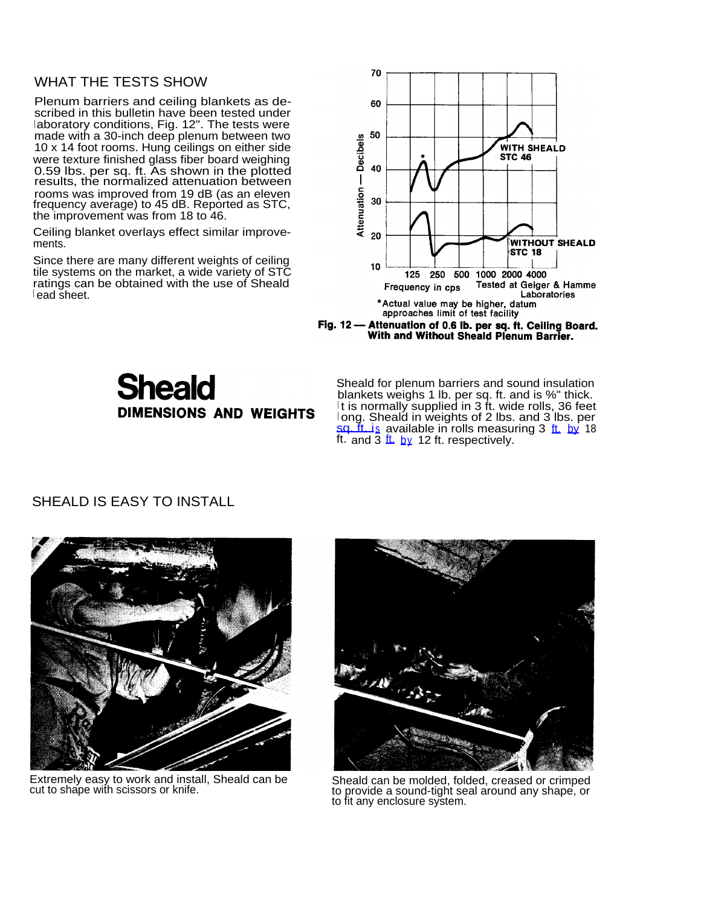## WHAT THE TESTS SHOW

Plenum barriers and ceiling blankets as described in this bulletin have been tested under laboratory conditions, Fig. 12". The tests were made with a 30-inch deep plenum between two 10 x 14 foot rooms. Hung ceilings on either side were texture finished glass fiber board weighing 0.59 lbs. per sq. ft. As shown in the plotted results, the normalized attenuation between rooms was improved from 19 dB (as an eleven frequency average) to 45 dB. Reported as STC, the improvement was from 18 to 46.

Ceiling blanket overlays effect similar improvements.

Since there are many different weights of ceiling tile systems on the market, a wide variety of STC ratings can be obtained with the use of Sheald lead sheet.

WITH SHEALD
STC 46

WITHOUT SHEALD
STC 18

Attenuation — Decibels

Frequency in cps

Tested at Geiger & Hamme Laboratories

*Actual value may be higher, datum approaches limit of test facility

**Fig. 12 — Attenuation of 0.6 lb. per sq. ft. Ceiling Board. With and Without Sheald Plenum Barrier.**

# Sheald

## DIMENSIONS AND WEIGHTS

Sheald for plenum barriers and sound insulation blankets weighs 1 lb. per sq. ft. and is %" thick. It is normally supplied in 3 ft. wide rolls, 36 feet long. Sheald in weights of 2 lbs. and 3 lbs. per sq. ft. is available in rolls measuring 3 ft. by 18 ft. and 3 ft. by 12 ft. respectively.

## SHEALD IS EASY TO INSTALL

Extremely easy to work and install, Sheald can be cut to shape with scissors or knife.

Sheald can be molded, folded, creased or crimped to provide a sound-tight seal around any shape, or to fit any enclosure system.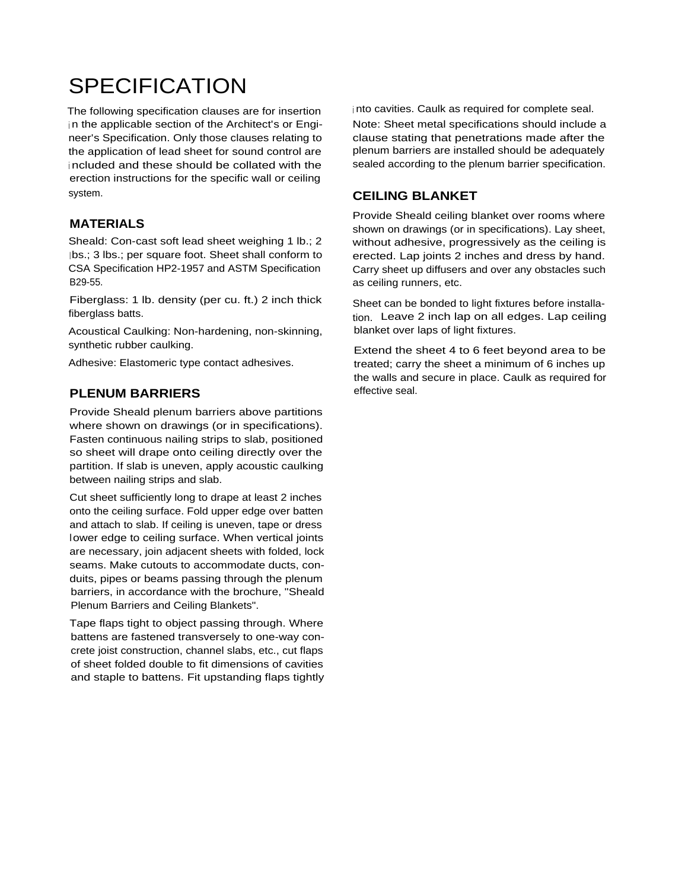# SPECIFICATION

The following specification clauses are for insertion in the applicable section of the Architect's or Engineer's Specification. Only those clauses relating to the application of lead sheet for sound control are included and these should be collated with the erection instructions for the specific wall or ceiling system.

## MATERIALS

Sheald: Con-cast soft lead sheet weighing 1 lb.; 2 lbs.; 3 lbs.; per square foot. Sheet shall conform to CSA Specification HP2-1957 and ASTM Specification B29-55.

Fiberglass: 1 lb. density (per cu. ft.) 2 inch thick fiberglass batts.

Acoustical Caulking: Non-hardening, non-skinning, synthetic rubber caulking.

Adhesive: Elastomeric type contact adhesives.

## PLENUM BARRIERS

Provide Sheald plenum barriers above partitions where shown on drawings (or in specifications). Fasten continuous nailing strips to slab, positioned so sheet will drape onto ceiling directly over the partition. If slab is uneven, apply acoustic caulking between nailing strips and slab.

Cut sheet sufficiently long to drape at least 2 inches onto the ceiling surface. Fold upper edge over batten and attach to slab. If ceiling is uneven, tape or dress lower edge to ceiling surface. When vertical joints are necessary, join adjacent sheets with folded, lock seams. Make cutouts to accommodate ducts, conduits, pipes or beams passing through the plenum barriers, in accordance with the brochure, "Sheald Plenum Barriers and Ceiling Blankets".

Tape flaps tight to object passing through. Where battens are fastened transversely to one-way concrete joist construction, channel slabs, etc., cut flaps of sheet folded double to fit dimensions of cavities and staple to battens. Fit upstanding flaps tightly into cavities. Caulk as required for complete seal.

Note: Sheet metal specifications should include a clause stating that penetrations made after the plenum barriers are installed should be adequately sealed according to the plenum barrier specification.

## CEILING BLANKET

Provide Sheald ceiling blanket over rooms where shown on drawings (or in specifications). Lay sheet, without adhesive, progressively as the ceiling is erected. Lap joints 2 inches and dress by hand. Carry sheet up diffusers and over any obstacles such as ceiling runners, etc.

Sheet can be bonded to light fixtures before installation. Leave 2 inch lap on all edges. Lap ceiling blanket over laps of light fixtures.

Extend the sheet 4 to 6 feet beyond area to be treated; carry the sheet a minimum of 6 inches up the walls and secure in place. Caulk as required for effective seal.